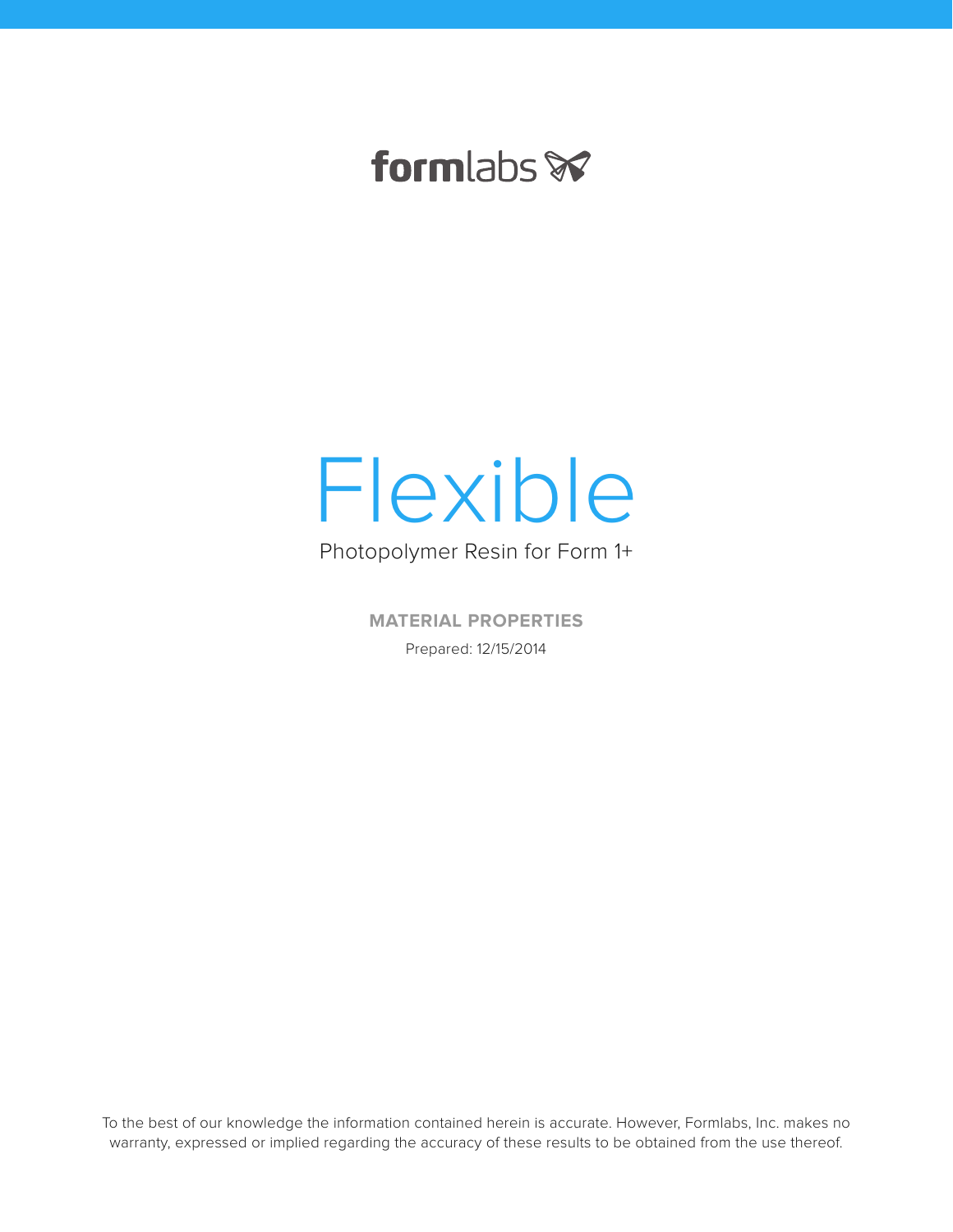formlabs

# Flexible

Photopolymer Resin for Form 1+

**MATERIAL PROPERTIES**

Prepared: 12/15/2014

To the best of our knowledge the information contained herein is accurate. However, Formlabs, Inc. makes no warranty, expressed or implied regarding the accuracy of these results to be obtained from the use thereof.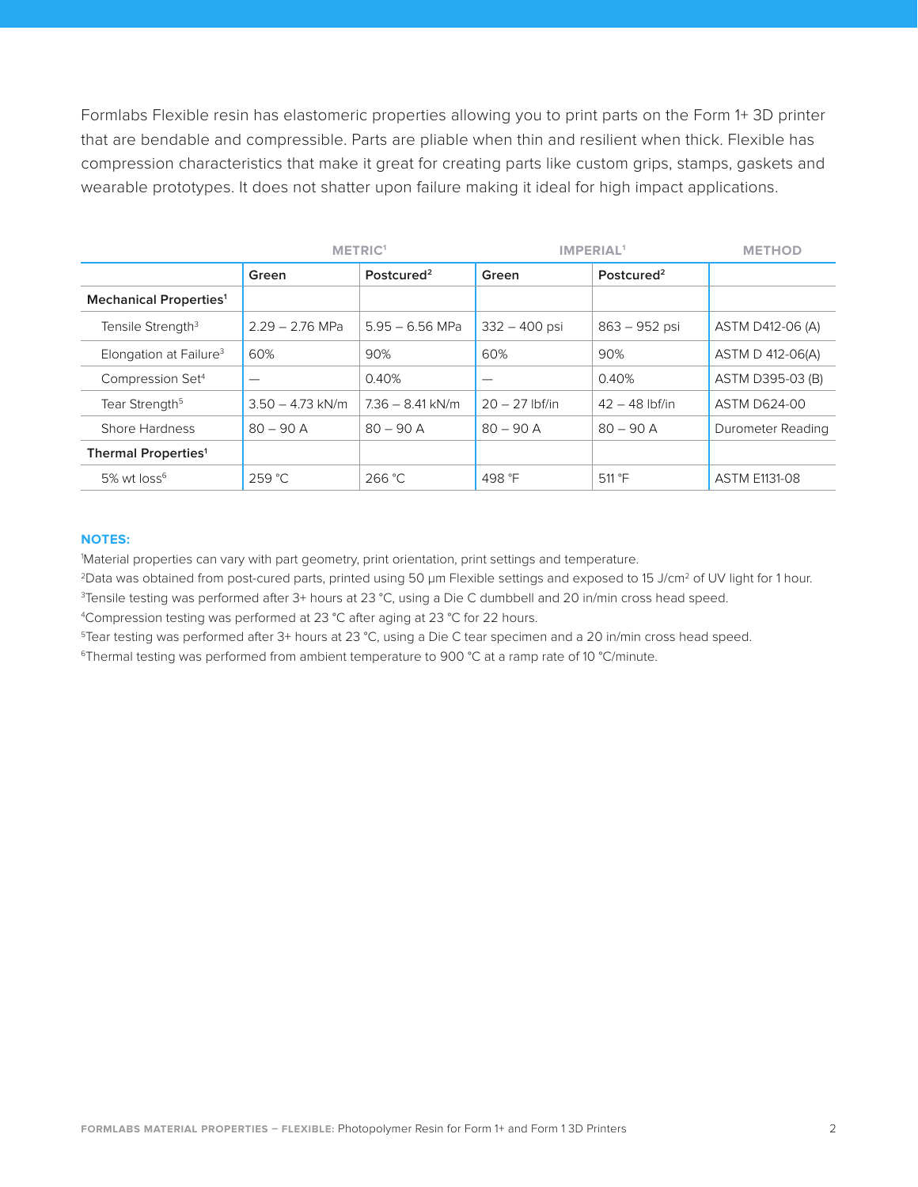Formlabs Flexible resin has elastomeric properties allowing you to print parts on the Form 1+ 3D printer that are bendable and compressible. Parts are pliable when thin and resilient when thick. Flexible has compression characteristics that make it great for creating parts like custom grips, stamps, gaskets and wearable prototypes. It does not shatter upon failure making it ideal for high impact applications.

| | METRIC[1] | | IMPERIAL[1] | | METHOD |
|---|---|---|---|---|---|
| | Green | Postcured[2] | Green | Postcured[2] | |
| **Mechanical Properties[1]** | | | | | |
| Tensile Strength[3] | 2.29 – 2.76 MPa | 5.95 – 6.56 MPa | 332 – 400 psi | 863 – 952 psi | ASTM D412-06 (A) |
| Elongation at Failure[3] | 60% | 90% | 60% | 90% | ASTM D 412-06(A) |
| Compression Set[4] | — | 0.40% | — | 0.40% | ASTM D395-03 (B) |
| Tear Strength[5] | 3.50 – 4.73 kN/m | 7.36 – 8.41 kN/m | 20 – 27 lbf/in | 42 – 48 lbf/in | ASTM D624-00 |
| Shore Hardness | 80 – 90 A | 80 – 90 A | 80 – 90 A | 80 – 90 A | Durometer Reading |
| **Thermal Properties[1]** | | | | | |
| 5% wt loss[6] | 259 °C | 266 °C | 498 °F | 511 °F | ASTM E1131-08 |

**NOTES:**

[1]Material properties can vary with part geometry, print orientation, print settings and temperature.

[2]Data was obtained from post-cured parts, printed using 50 µm Flexible settings and exposed to 15 J/cm$^2$ of UV light for 1 hour.

[3]Tensile testing was performed after 3+ hours at 23 °C, using a Die C dumbbell and 20 in/min cross head speed.

[4]Compression testing was performed at 23 °C after aging at 23 °C for 22 hours.

[5]Tear testing was performed after 3+ hours at 23 °C, using a Die C tear specimen and a 20 in/min cross head speed.

[6]Thermal testing was performed from ambient temperature to 900 °C at a ramp rate of 10 °C/minute.